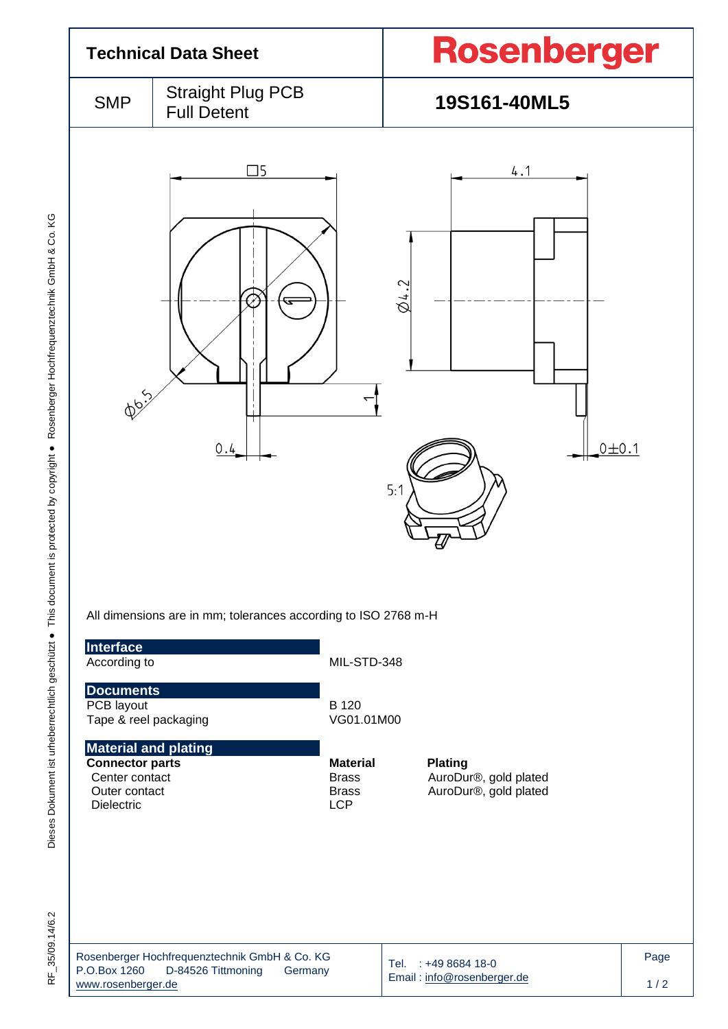# Technical Data Sheet

**Rosenberger**

| SMP | Straight Plug PCB Full Detent | **19S161-40ML5** |
|---|---|---|

All dimensions are in mm; tolerances according to ISO 2768 m-H

## Interface

| | |
|---|---|
| According to | MIL-STD-348 |

## Documents

| | |
|---|---|
| PCB layout | B 120 |
| Tape & reel packaging | VG01.01M00 |

## Material and plating

| **Connector parts** | **Material** | **Plating** |
|---|---|---|
| Center contact | Brass | AuroDur®, gold plated |
| Outer contact | Brass | AuroDur®, gold plated |
| Dielectric | LCP | |

Rosenberger Hochfrequenztechnik GmbH & Co. KG
P.O.Box 1260 D-84526 Tittmoning Germany
www.rosenberger.de

Tel. : +49 8684 18-0
Email : info@rosenberger.de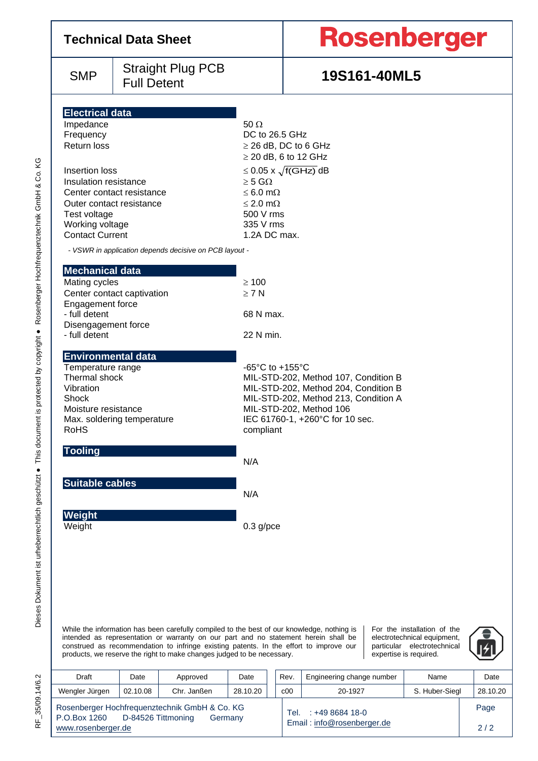# Technical Data Sheet

**Rosenberger**

| | | |
|---|---|---|
| SMP | Straight Plug PCB Full Detent | **19S161-40ML5** |

## Electrical data

| | |
|---|---|
| Impedance | 50 Ω |
| Frequency | DC to 26.5 GHz |
| Return loss | ≥ 26 dB, DC to 6 GHz |
| | ≥ 20 dB, 6 to 12 GHz |
| Insertion loss | ≤ 0.05 x $\sqrt{f(GHz)}$ dB |
| Insulation resistance | ≥ 5 GΩ |
| Center contact resistance | ≤ 6.0 mΩ |
| Outer contact resistance | ≤ 2.0 mΩ |
| Test voltage | 500 V rms |
| Working voltage | 335 V rms |
| Contact Current | 1.2A DC max. |

*- VSWR in application depends decisive on PCB layout -*

## Mechanical data

| | |
|---|---|
| Mating cycles | ≥ 100 |
| Center contact captivation | ≥ 7 N |
| Engagement force | |
| - full detent | 68 N max. |
| Disengagement force | |
| - full detent | 22 N min. |

## Environmental data

| | |
|---|---|
| Temperature range | -65°C to +155°C |
| Thermal shock | MIL-STD-202, Method 107, Condition B |
| Vibration | MIL-STD-202, Method 204, Condition B |
| Shock | MIL-STD-202, Method 213, Condition A |
| Moisture resistance | MIL-STD-202, Method 106 |
| Max. soldering temperature | IEC 61760-1, +260°C for 10 sec. |
| RoHS | compliant |

## Tooling

N/A

## Suitable cables

N/A

## Weight

| | |
|---|---|
| Weight | 0.3 g/pce |

While the information has been carefully compiled to the best of our knowledge, nothing is intended as representation or warranty on our part and no statement herein shall be construed as recommendation to infringe existing patents. In the effort to improve our products, we reserve the right to make changes judged to be necessary.

For the installation of the electrotechnical equipment, particular electrotechnical expertise is required.

| Draft | Date | Approved | Date | Rev. | Engineering change number | Name | Date |
|---|---|---|---|---|---|---|---|
| Wengler Jürgen | 02.10.08 | Chr. Janßen | 28.10.20 | c00 | 20-1927 | S. Huber-Siegl | 28.10.20 |

Rosenberger Hochfrequenztechnik GmbH & Co. KG
P.O.Box 1260 D-84526 Tittmoning Germany
www.rosenberger.de

Tel. : +49 8684 18-0
Email : info@rosenberger.de

Dieses Dokument ist urheberrechtlich geschützt ● This document is protected by copyright ● Rosenberger Hochfrequenztechnik GmbH & Co. KG

RF_35/09.14/6.2